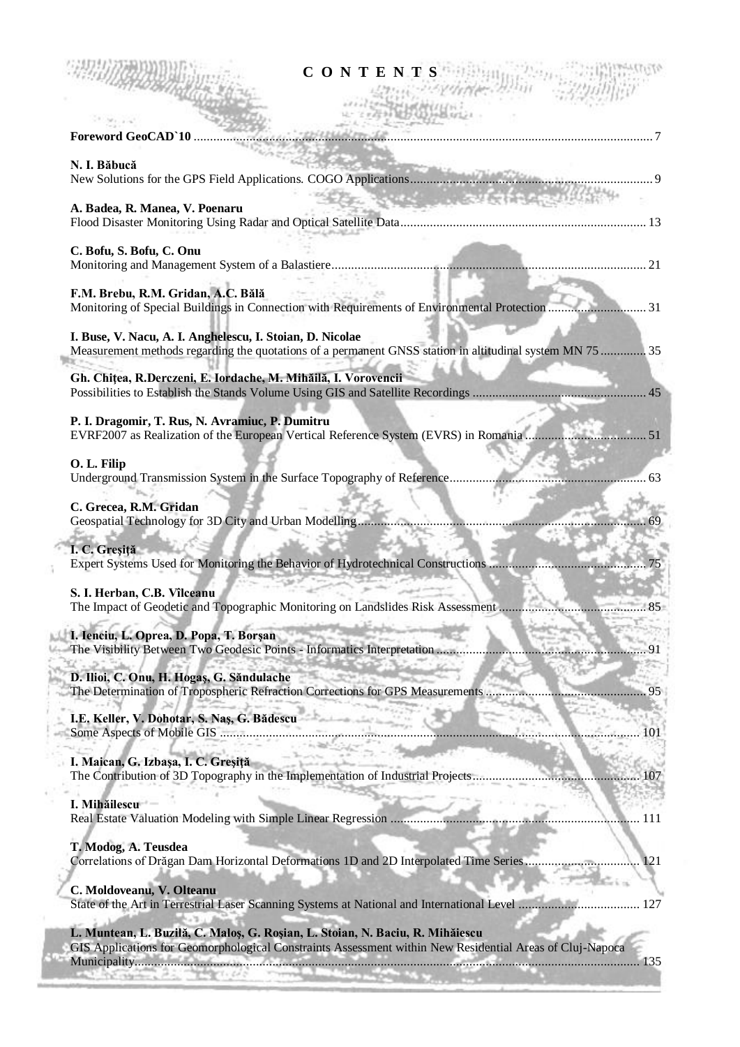# C O N T E N T S

**Foreword GeoCAD`10** ........................................................................................................ 7

**N. I. Băbucă**
New Solutions for the GPS Field Applications. COGO Applications ........................................ 9

**A. Badea, R. Manea, V. Poenaru**
Flood Disaster Monitoring Using Radar and Optical Satellite Data ........................................ 13

**C. Bofu, S. Bofu, C. Onu**
Monitoring and Management System of a Balastiere ........................................................ 21

**F.M. Brebu, R.M. Gridan, A.C. Bălă**
Monitoring of Special Buildings in Connection with Requirements of Environmental Protection ........ 31

**I. Buse, V. Nacu, A. I. Anghelescu, I. Stoian, D. Nicolae**
Measurement methods regarding the quotations of a permanent GNSS station in altitudinal system MN 75 ........ 35

**Gh. Chițea, R.Derczeni, E. Iordache, M. Mihăilă, I. Vorovencii**
Possibilities to Establish the Stands Volume Using GIS and Satellite Recordings ........................ 45

**P. I. Dragomir, T. Rus, N. Avramiuc, P. Dumitru**
EVRF2007 as Realization of the European Vertical Reference System (EVRS) in Romania ........ 51

**O. L. Filip**
Underground Transmission System in the Surface Topography of Reference ........................ 63

**C. Grecea, R.M. Gridan**
Geospatial Technology for 3D City and Urban Modelling ........................................ 69

**I. C. Greșiță**
Expert Systems Used for Monitoring the Behavior of Hydrotechnical Constructions ........................ 75

**S. I. Herban, C.B. Vîlceanu**
The Impact of Geodetic and Topographic Monitoring on Landslides Risk Assessment ........................ 85

**I. Ienciu, L. Oprea, D. Popa, T. Borșan**
The Visibility Between Two Geodesic Points - Informatics Interpretation ........................ 91

**D. Ilioi, C. Onu, H. Hogaș, G. Săndulache**
The Determination of Tropospheric Refraction Corrections for GPS Measurements ........................ 95

**I.E. Keller, V. Dohotar, S. Naș, G. Bădescu**
Some Aspects of Mobile GIS ........................................ 101

**I. Maican, G. Izbașa, I. C. Greșiță**
The Contribution of 3D Topography in the Implementation of Industrial Projects ........................ 107

**I. Mihăilescu**
Real Estate Valuation Modeling with Simple Linear Regression ........................ 111

**T. Modog, A. Teusdea**
Correlations of Drăgan Dam Horizontal Deformations 1D and 2D Interpolated Time Series ........................ 121

**C. Moldoveanu, V. Olteanu**
State of the Art in Terrestrial Laser Scanning Systems at National and International Level ........................ 127

**L. Muntean, L. Buzilă, C. Maloș, G. Roșian, L. Stoian, N. Baciu, R. Mihăiescu**
GIS Applications for Geomorphological Constraints Assessment within New Residential Areas of Cluj-Napoca Municipality ........................................ 135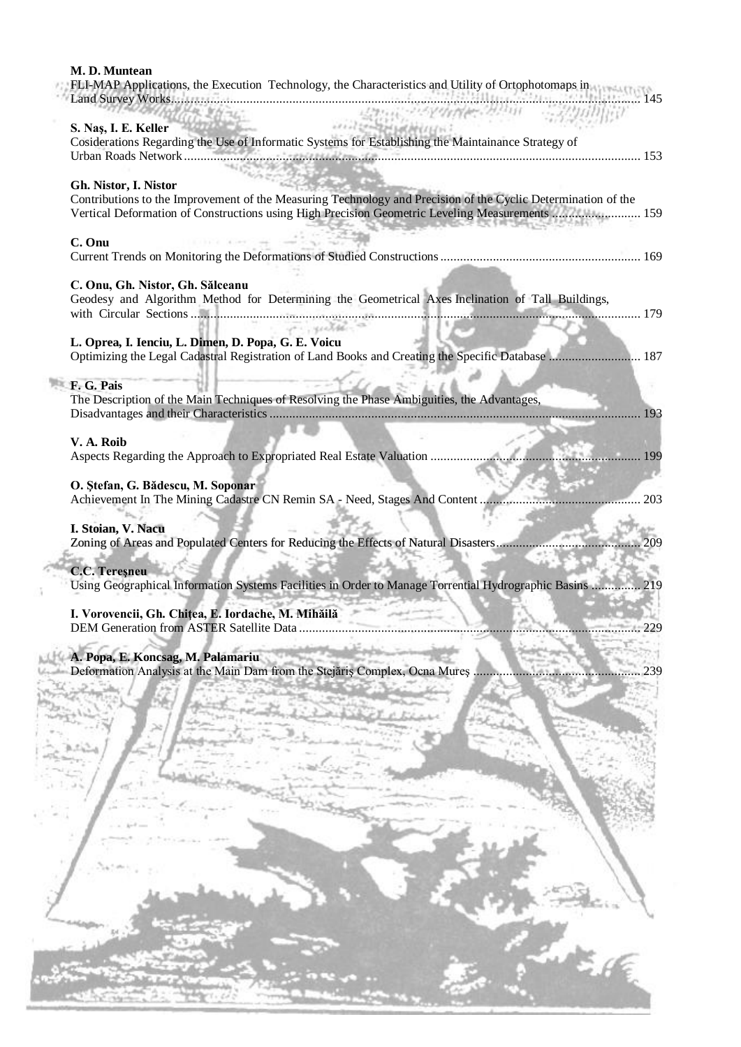**M. D. Muntean**
FLI-MAP Applications, the Execution Technology, the Characteristics and Utility of Ortophotomaps in Land Survey Works........................................................................................................................................ 145

**S. Naş, I. E. Keller**
Cosiderations Regarding the Use of Informatic Systems for Establishing the Maintainance Strategy of Urban Roads Network........................................................................................................................................ 153

**Gh. Nistor, I. Nistor**
Contributions to the Improvement of the Measuring Technology and Precision of the Cyclic Determination of the Vertical Deformation of Constructions using High Precision Geometric Leveling Measurements .......................... 159

**C. Onu**
Current Trends on Monitoring the Deformations of Studied Constructions ............................................................ 169

**C. Onu, Gh. Nistor, Gh. Sălceanu**
Geodesy and Algorithm Method for Determining the Geometrical Axes Inclination of Tall Buildings, with Circular Sections........................................................................................................................................ 179

**L. Oprea, I. Ienciu, L. Dimen, D. Popa, G. E. Voicu**
Optimizing the Legal Cadastral Registration of Land Books and Creating the Specific Database ........................... 187

**F. G. Pais**
The Description of the Main Techniques of Resolving the Phase Ambiguities, the Advantages, Disadvantages and their Characteristics ................................................................................................................ 193

**V. A. Roib**
Aspects Regarding the Approach to Expropriated Real Estate Valuation ................................................................ 199

**O. Ştefan, G. Bădescu, M. Soponar**
Achievement In The Mining Cadastre CN Remin SA - Need, Stages And Content ................................................. 203

**I. Stoian, V. Nacu**
Zoning of Areas and Populated Centers for Reducing the Effects of Natural Disasters............................................ 209

**C.C. Tereşneu**
Using Geographical Information Systems Facilities in Order to Manage Torrential Hydrographic Basins ............... 219

**I. Vorovencii, Gh. Chiţea, E. Iordache, M. Mihăilă**
DEM Generation from ASTER Satellite Data ........................................................................................................ 229

**A. Popa, E. Koncsag, M. Palamariu**
Deformation Analysis at the Main Dam from the Stejăriş Complex, Ocna Mureş .................................................. 239